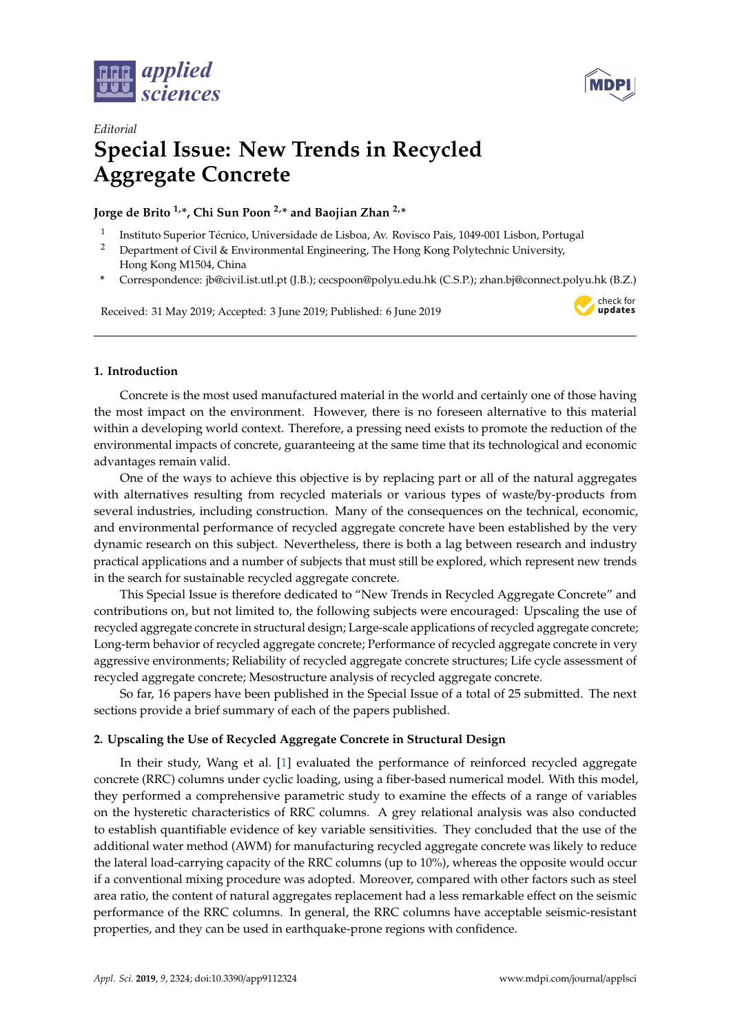*Editorial*

# Special Issue: New Trends in Recycled Aggregate Concrete

**Jorge de Brito [1,*], Chi Sun Poon [2,*] and Baojian Zhan [2,*]**

[1] Instituto Superior Técnico, Universidade de Lisboa, Av. Rovisco Pais, 1049-001 Lisbon, Portugal
[2] Department of Civil & Environmental Engineering, The Hong Kong Polytechnic University, Hong Kong M1504, China
[*] Correspondence: jb@civil.ist.utl.pt (J.B.); cecspoon@polyu.edu.hk (C.S.P.); zhan.bj@connect.polyu.hk (B.Z.)

Received: 31 May 2019; Accepted: 3 June 2019; Published: 6 June 2019

## 1. Introduction

Concrete is the most used manufactured material in the world and certainly one of those having the most impact on the environment. However, there is no foreseen alternative to this material within a developing world context. Therefore, a pressing need exists to promote the reduction of the environmental impacts of concrete, guaranteeing at the same time that its technological and economic advantages remain valid.

One of the ways to achieve this objective is by replacing part or all of the natural aggregates with alternatives resulting from recycled materials or various types of waste/by-products from several industries, including construction. Many of the consequences on the technical, economic, and environmental performance of recycled aggregate concrete have been established by the very dynamic research on this subject. Nevertheless, there is both a lag between research and industry practical applications and a number of subjects that must still be explored, which represent new trends in the search for sustainable recycled aggregate concrete.

This Special Issue is therefore dedicated to "New Trends in Recycled Aggregate Concrete" and contributions on, but not limited to, the following subjects were encouraged: Upscaling the use of recycled aggregate concrete in structural design; Large-scale applications of recycled aggregate concrete; Long-term behavior of recycled aggregate concrete; Performance of recycled aggregate concrete in very aggressive environments; Reliability of recycled aggregate concrete structures; Life cycle assessment of recycled aggregate concrete; Mesostructure analysis of recycled aggregate concrete.

So far, 16 papers have been published in the Special Issue of a total of 25 submitted. The next sections provide a brief summary of each of the papers published.

## 2. Upscaling the Use of Recycled Aggregate Concrete in Structural Design

In their study, Wang et al. [1] evaluated the performance of reinforced recycled aggregate concrete (RRC) columns under cyclic loading, using a fiber-based numerical model. With this model, they performed a comprehensive parametric study to examine the effects of a range of variables on the hysteretic characteristics of RRC columns. A grey relational analysis was also conducted to establish quantifiable evidence of key variable sensitivities. They concluded that the use of the additional water method (AWM) for manufacturing recycled aggregate concrete was likely to reduce the lateral load-carrying capacity of the RRC columns (up to 10%), whereas the opposite would occur if a conventional mixing procedure was adopted. Moreover, compared with other factors such as steel area ratio, the content of natural aggregates replacement had a less remarkable effect on the seismic performance of the RRC columns. In general, the RRC columns have acceptable seismic-resistant properties, and they can be used in earthquake-prone regions with confidence.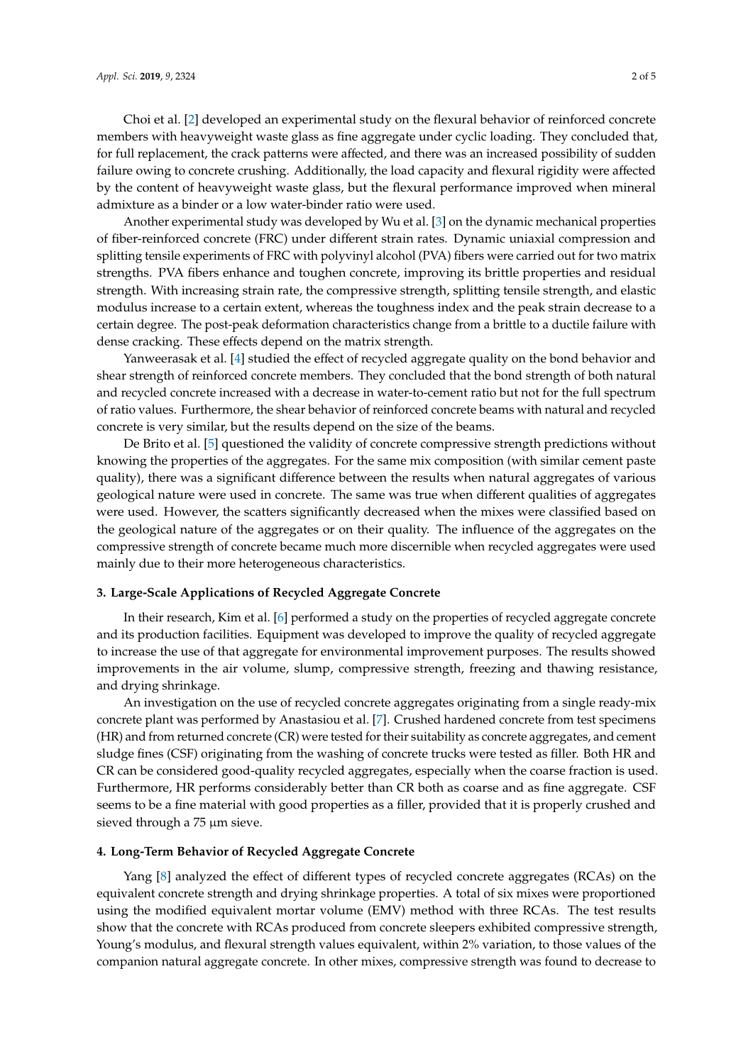Choi et al. [2] developed an experimental study on the flexural behavior of reinforced concrete members with heavyweight waste glass as fine aggregate under cyclic loading. They concluded that, for full replacement, the crack patterns were affected, and there was an increased possibility of sudden failure owing to concrete crushing. Additionally, the load capacity and flexural rigidity were affected by the content of heavyweight waste glass, but the flexural performance improved when mineral admixture as a binder or a low water-binder ratio were used.

Another experimental study was developed by Wu et al. [3] on the dynamic mechanical properties of fiber-reinforced concrete (FRC) under different strain rates. Dynamic uniaxial compression and splitting tensile experiments of FRC with polyvinyl alcohol (PVA) fibers were carried out for two matrix strengths. PVA fibers enhance and toughen concrete, improving its brittle properties and residual strength. With increasing strain rate, the compressive strength, splitting tensile strength, and elastic modulus increase to a certain extent, whereas the toughness index and the peak strain decrease to a certain degree. The post-peak deformation characteristics change from a brittle to a ductile failure with dense cracking. These effects depend on the matrix strength.

Yanweerasak et al. [4] studied the effect of recycled aggregate quality on the bond behavior and shear strength of reinforced concrete members. They concluded that the bond strength of both natural and recycled concrete increased with a decrease in water-to-cement ratio but not for the full spectrum of ratio values. Furthermore, the shear behavior of reinforced concrete beams with natural and recycled concrete is very similar, but the results depend on the size of the beams.

De Brito et al. [5] questioned the validity of concrete compressive strength predictions without knowing the properties of the aggregates. For the same mix composition (with similar cement paste quality), there was a significant difference between the results when natural aggregates of various geological nature were used in concrete. The same was true when different qualities of aggregates were used. However, the scatters significantly decreased when the mixes were classified based on the geological nature of the aggregates or on their quality. The influence of the aggregates on the compressive strength of concrete became much more discernible when recycled aggregates were used mainly due to their more heterogeneous characteristics.

### 3. Large-Scale Applications of Recycled Aggregate Concrete

In their research, Kim et al. [6] performed a study on the properties of recycled aggregate concrete and its production facilities. Equipment was developed to improve the quality of recycled aggregate to increase the use of that aggregate for environmental improvement purposes. The results showed improvements in the air volume, slump, compressive strength, freezing and thawing resistance, and drying shrinkage.

An investigation on the use of recycled concrete aggregates originating from a single ready-mix concrete plant was performed by Anastasiou et al. [7]. Crushed hardened concrete from test specimens (HR) and from returned concrete (CR) were tested for their suitability as concrete aggregates, and cement sludge fines (CSF) originating from the washing of concrete trucks were tested as filler. Both HR and CR can be considered good-quality recycled aggregates, especially when the coarse fraction is used. Furthermore, HR performs considerably better than CR both as coarse and as fine aggregate. CSF seems to be a fine material with good properties as a filler, provided that it is properly crushed and sieved through a 75 μm sieve.

### 4. Long-Term Behavior of Recycled Aggregate Concrete

Yang [8] analyzed the effect of different types of recycled concrete aggregates (RCAs) on the equivalent concrete strength and drying shrinkage properties. A total of six mixes were proportioned using the modified equivalent mortar volume (EMV) method with three RCAs. The test results show that the concrete with RCAs produced from concrete sleepers exhibited compressive strength, Young's modulus, and flexural strength values equivalent, within 2% variation, to those values of the companion natural aggregate concrete. In other mixes, compressive strength was found to decrease to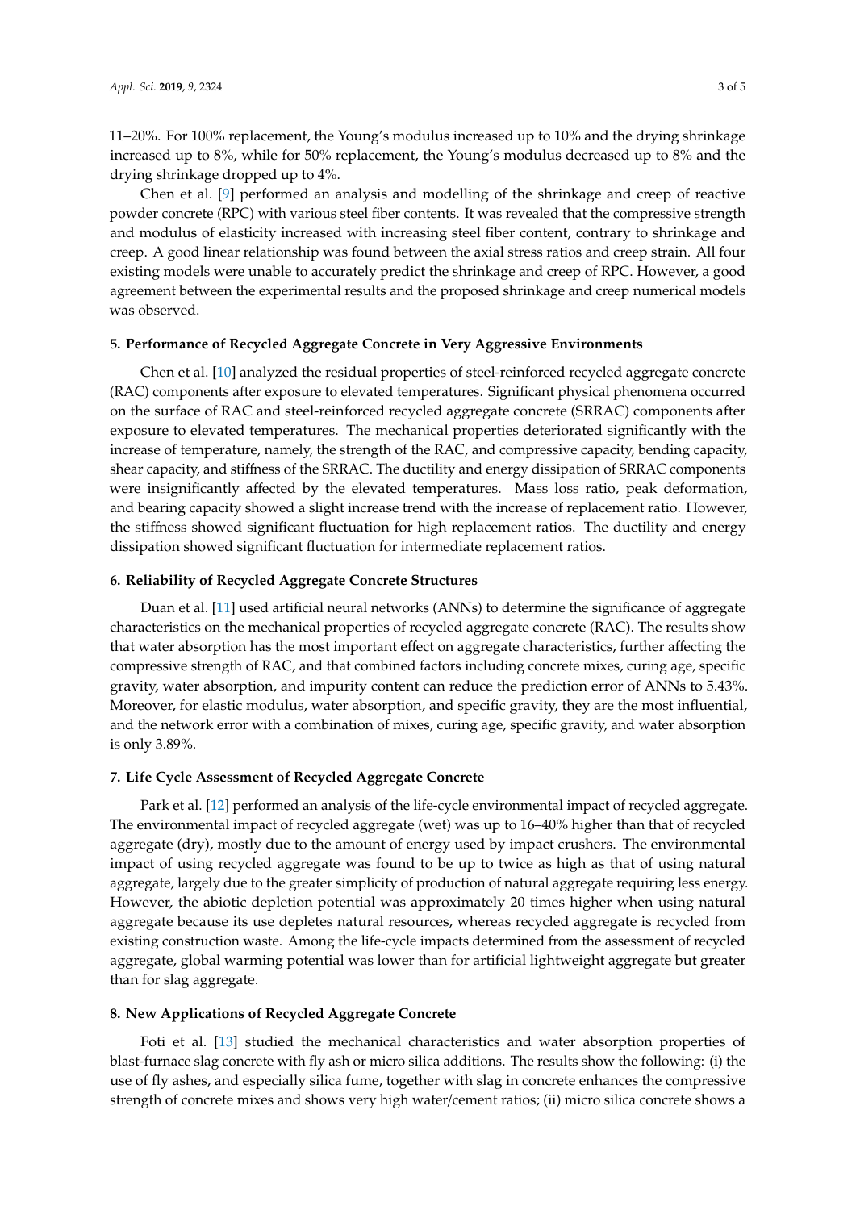11–20%. For 100% replacement, the Young's modulus increased up to 10% and the drying shrinkage increased up to 8%, while for 50% replacement, the Young's modulus decreased up to 8% and the drying shrinkage dropped up to 4%.

Chen et al. [9] performed an analysis and modelling of the shrinkage and creep of reactive powder concrete (RPC) with various steel fiber contents. It was revealed that the compressive strength and modulus of elasticity increased with increasing steel fiber content, contrary to shrinkage and creep. A good linear relationship was found between the axial stress ratios and creep strain. All four existing models were unable to accurately predict the shrinkage and creep of RPC. However, a good agreement between the experimental results and the proposed shrinkage and creep numerical models was observed.

## 5. Performance of Recycled Aggregate Concrete in Very Aggressive Environments

Chen et al. [10] analyzed the residual properties of steel-reinforced recycled aggregate concrete (RAC) components after exposure to elevated temperatures. Significant physical phenomena occurred on the surface of RAC and steel-reinforced recycled aggregate concrete (SRRAC) components after exposure to elevated temperatures. The mechanical properties deteriorated significantly with the increase of temperature, namely, the strength of the RAC, and compressive capacity, bending capacity, shear capacity, and stiffness of the SRRAC. The ductility and energy dissipation of SRRAC components were insignificantly affected by the elevated temperatures. Mass loss ratio, peak deformation, and bearing capacity showed a slight increase trend with the increase of replacement ratio. However, the stiffness showed significant fluctuation for high replacement ratios. The ductility and energy dissipation showed significant fluctuation for intermediate replacement ratios.

## 6. Reliability of Recycled Aggregate Concrete Structures

Duan et al. [11] used artificial neural networks (ANNs) to determine the significance of aggregate characteristics on the mechanical properties of recycled aggregate concrete (RAC). The results show that water absorption has the most important effect on aggregate characteristics, further affecting the compressive strength of RAC, and that combined factors including concrete mixes, curing age, specific gravity, water absorption, and impurity content can reduce the prediction error of ANNs to 5.43%. Moreover, for elastic modulus, water absorption, and specific gravity, they are the most influential, and the network error with a combination of mixes, curing age, specific gravity, and water absorption is only 3.89%.

## 7. Life Cycle Assessment of Recycled Aggregate Concrete

Park et al. [12] performed an analysis of the life-cycle environmental impact of recycled aggregate. The environmental impact of recycled aggregate (wet) was up to 16–40% higher than that of recycled aggregate (dry), mostly due to the amount of energy used by impact crushers. The environmental impact of using recycled aggregate was found to be up to twice as high as that of using natural aggregate, largely due to the greater simplicity of production of natural aggregate requiring less energy. However, the abiotic depletion potential was approximately 20 times higher when using natural aggregate because its use depletes natural resources, whereas recycled aggregate is recycled from existing construction waste. Among the life-cycle impacts determined from the assessment of recycled aggregate, global warming potential was lower than for artificial lightweight aggregate but greater than for slag aggregate.

## 8. New Applications of Recycled Aggregate Concrete

Foti et al. [13] studied the mechanical characteristics and water absorption properties of blast-furnace slag concrete with fly ash or micro silica additions. The results show the following: (i) the use of fly ashes, and especially silica fume, together with slag in concrete enhances the compressive strength of concrete mixes and shows very high water/cement ratios; (ii) micro silica concrete shows a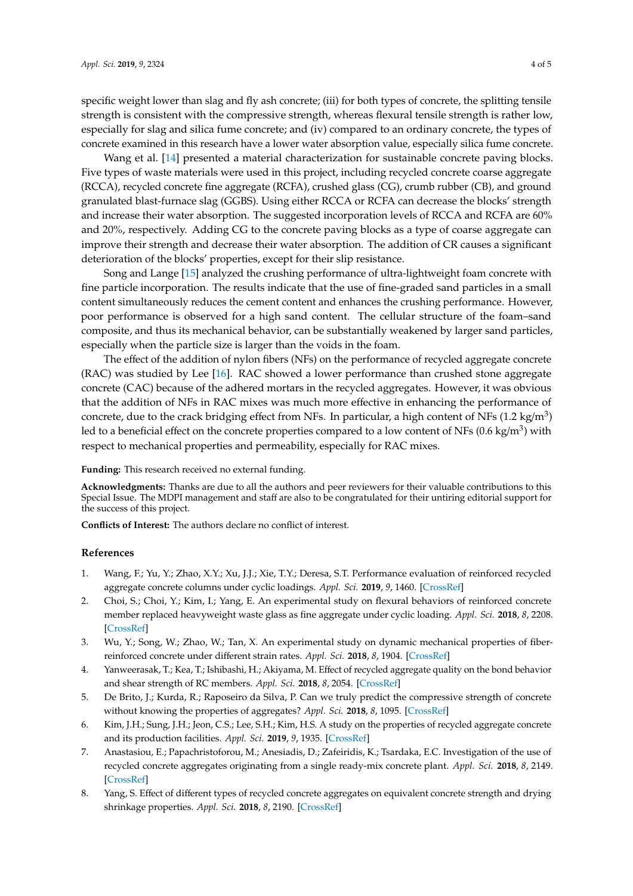specific weight lower than slag and fly ash concrete; (iii) for both types of concrete, the splitting tensile strength is consistent with the compressive strength, whereas flexural tensile strength is rather low, especially for slag and silica fume concrete; and (iv) compared to an ordinary concrete, the types of concrete examined in this research have a lower water absorption value, especially silica fume concrete.

Wang et al. [14] presented a material characterization for sustainable concrete paving blocks. Five types of waste materials were used in this project, including recycled concrete coarse aggregate (RCCA), recycled concrete fine aggregate (RCFA), crushed glass (CG), crumb rubber (CB), and ground granulated blast-furnace slag (GGBS). Using either RCCA or RCFA can decrease the blocks' strength and increase their water absorption. The suggested incorporation levels of RCCA and RCFA are 60% and 20%, respectively. Adding CG to the concrete paving blocks as a type of coarse aggregate can improve their strength and decrease their water absorption. The addition of CR causes a significant deterioration of the blocks' properties, except for their slip resistance.

Song and Lange [15] analyzed the crushing performance of ultra-lightweight foam concrete with fine particle incorporation. The results indicate that the use of fine-graded sand particles in a small content simultaneously reduces the cement content and enhances the crushing performance. However, poor performance is observed for a high sand content. The cellular structure of the foam–sand composite, and thus its mechanical behavior, can be substantially weakened by larger sand particles, especially when the particle size is larger than the voids in the foam.

The effect of the addition of nylon fibers (NFs) on the performance of recycled aggregate concrete (RAC) was studied by Lee [16]. RAC showed a lower performance than crushed stone aggregate concrete (CAC) because of the adhered mortars in the recycled aggregates. However, it was obvious that the addition of NFs in RAC mixes was much more effective in enhancing the performance of concrete, due to the crack bridging effect from NFs. In particular, a high content of NFs (1.2 kg/m$^3$) led to a beneficial effect on the concrete properties compared to a low content of NFs (0.6 kg/m$^3$) with respect to mechanical properties and permeability, especially for RAC mixes.

**Funding:** This research received no external funding.

**Acknowledgments:** Thanks are due to all the authors and peer reviewers for their valuable contributions to this Special Issue. The MDPI management and staff are also to be congratulated for their untiring editorial support for the success of this project.

**Conflicts of Interest:** The authors declare no conflict of interest.

## References

1. Wang, F.; Yu, Y.; Zhao, X.Y.; Xu, J.J.; Xie, T.Y.; Deresa, S.T. Performance evaluation of reinforced recycled aggregate concrete columns under cyclic loadings. *Appl. Sci.* **2019**, *9*, 1460. [CrossRef]
2. Choi, S.; Choi, Y.; Kim, I.; Yang, E. An experimental study on flexural behaviors of reinforced concrete member replaced heavyweight waste glass as fine aggregate under cyclic loading. *Appl. Sci.* **2018**, *8*, 2208. [CrossRef]
3. Wu, Y.; Song, W.; Zhao, W.; Tan, X. An experimental study on dynamic mechanical properties of fiber-reinforced concrete under different strain rates. *Appl. Sci.* **2018**, *8*, 1904. [CrossRef]
4. Yanweerasak, T.; Kea, T.; Ishibashi, H.; Akiyama, M. Effect of recycled aggregate quality on the bond behavior and shear strength of RC members. *Appl. Sci.* **2018**, *8*, 2054. [CrossRef]
5. De Brito, J.; Kurda, R.; Raposeiro da Silva, P. Can we truly predict the compressive strength of concrete without knowing the properties of aggregates? *Appl. Sci.* **2018**, *8*, 1095. [CrossRef]
6. Kim, J.H.; Sung, J.H.; Jeon, C.S.; Lee, S.H.; Kim, H.S. A study on the properties of recycled aggregate concrete and its production facilities. *Appl. Sci.* **2019**, *9*, 1935. [CrossRef]
7. Anastasiou, E.; Papachristoforou, M.; Anesiadis, D.; Zafeiridis, K.; Tsardaka, E.C. Investigation of the use of recycled concrete aggregates originating from a single ready-mix concrete plant. *Appl. Sci.* **2018**, *8*, 2149. [CrossRef]
8. Yang, S. Effect of different types of recycled concrete aggregates on equivalent concrete strength and drying shrinkage properties. *Appl. Sci.* **2018**, *8*, 2190. [CrossRef]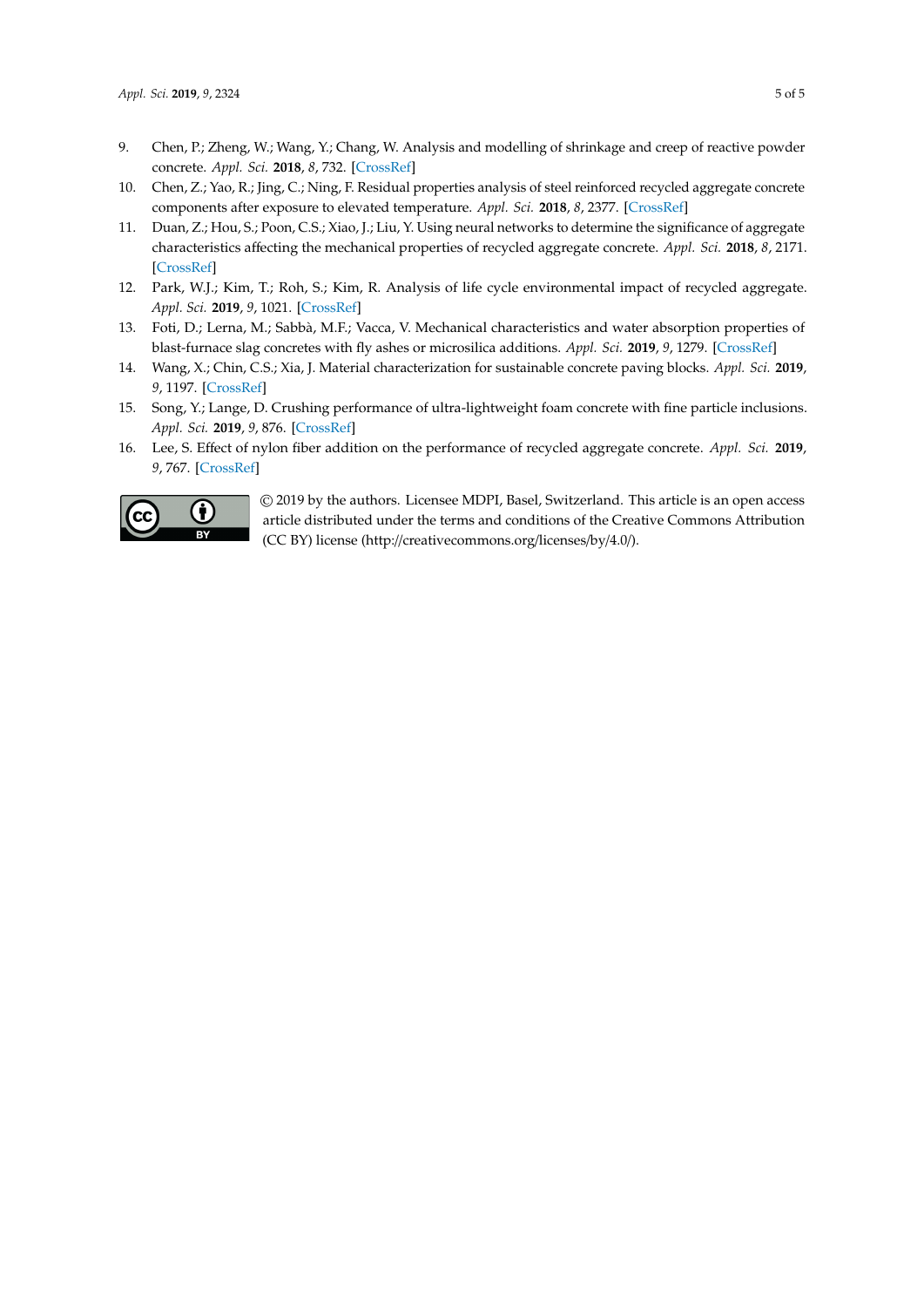9. Chen, P.; Zheng, W.; Wang, Y.; Chang, W. Analysis and modelling of shrinkage and creep of reactive powder concrete. *Appl. Sci.* **2018**, *8*, 732. [CrossRef]
10. Chen, Z.; Yao, R.; Jing, C.; Ning, F. Residual properties analysis of steel reinforced recycled aggregate concrete components after exposure to elevated temperature. *Appl. Sci.* **2018**, *8*, 2377. [CrossRef]
11. Duan, Z.; Hou, S.; Poon, C.S.; Xiao, J.; Liu, Y. Using neural networks to determine the significance of aggregate characteristics affecting the mechanical properties of recycled aggregate concrete. *Appl. Sci.* **2018**, *8*, 2171. [CrossRef]
12. Park, W.J.; Kim, T.; Roh, S.; Kim, R. Analysis of life cycle environmental impact of recycled aggregate. *Appl. Sci.* **2019**, *9*, 1021. [CrossRef]
13. Foti, D.; Lerna, M.; Sabbà, M.F.; Vacca, V. Mechanical characteristics and water absorption properties of blast-furnace slag concretes with fly ashes or microsilica additions. *Appl. Sci.* **2019**, *9*, 1279. [CrossRef]
14. Wang, X.; Chin, C.S.; Xia, J. Material characterization for sustainable concrete paving blocks. *Appl. Sci.* **2019**, *9*, 1197. [CrossRef]
15. Song, Y.; Lange, D. Crushing performance of ultra-lightweight foam concrete with fine particle inclusions. *Appl. Sci.* **2019**, *9*, 876. [CrossRef]
16. Lee, S. Effect of nylon fiber addition on the performance of recycled aggregate concrete. *Appl. Sci.* **2019**, *9*, 767. [CrossRef]

© 2019 by the authors. Licensee MDPI, Basel, Switzerland. This article is an open access article distributed under the terms and conditions of the Creative Commons Attribution (CC BY) license (http://creativecommons.org/licenses/by/4.0/).